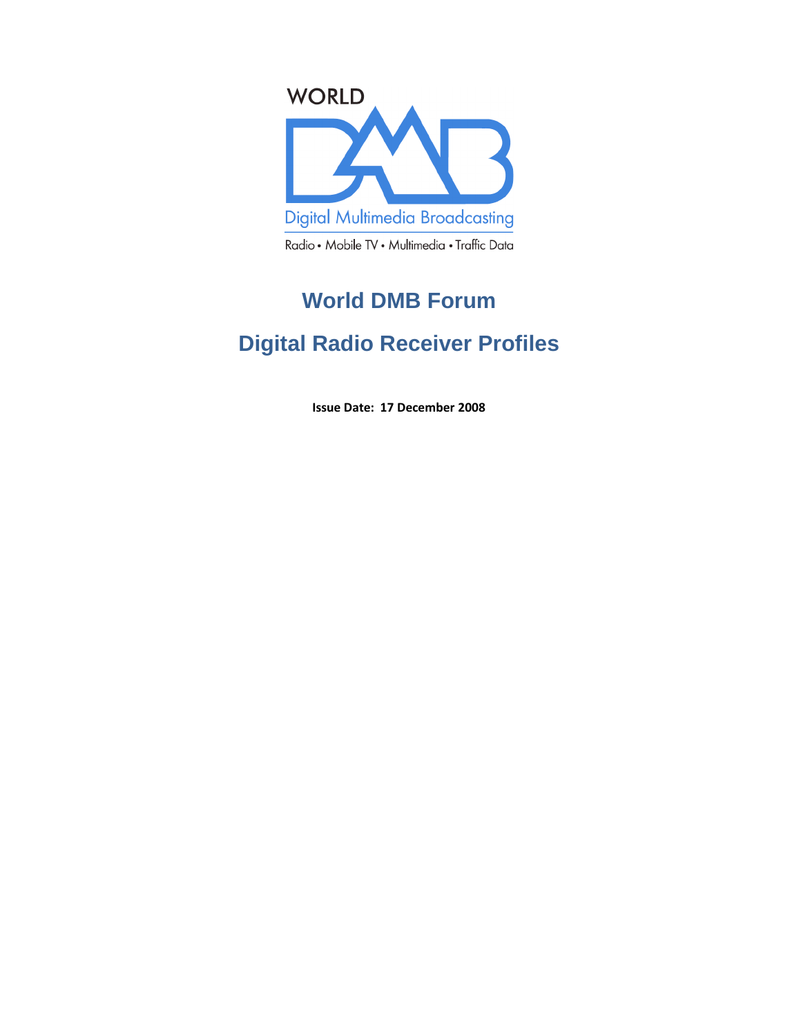WORLD

DMB

Digital Multimedia Broadcasting

Radio • Mobile TV • Multimedia • Traffic Data

# World DMB Forum

# Digital Radio Receiver Profiles

**Issue Date: 17 December 2008**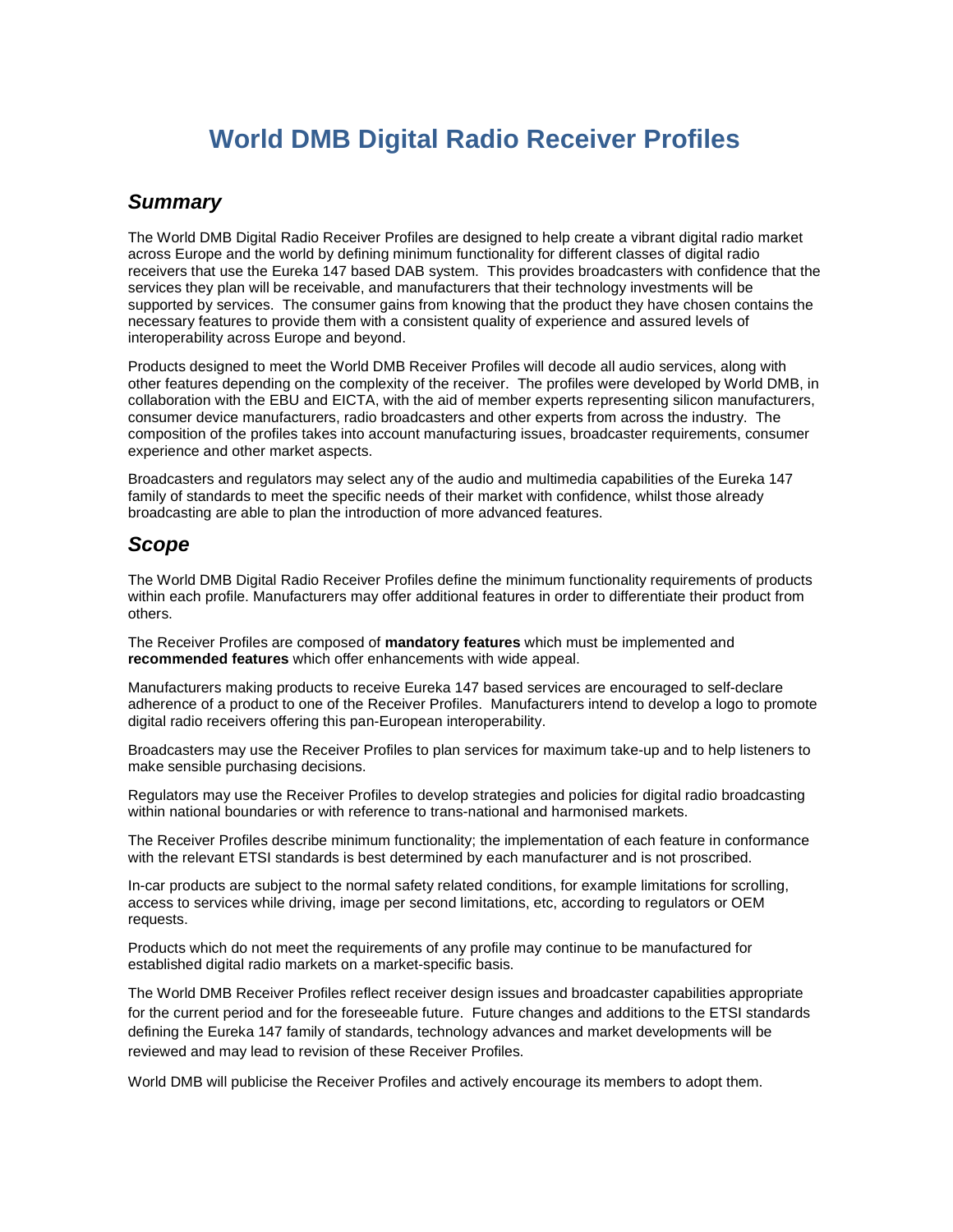# World DMB Digital Radio Receiver Profiles

## *Summary*

The World DMB Digital Radio Receiver Profiles are designed to help create a vibrant digital radio market across Europe and the world by defining minimum functionality for different classes of digital radio receivers that use the Eureka 147 based DAB system. This provides broadcasters with confidence that the services they plan will be receivable, and manufacturers that their technology investments will be supported by services. The consumer gains from knowing that the product they have chosen contains the necessary features to provide them with a consistent quality of experience and assured levels of interoperability across Europe and beyond.

Products designed to meet the World DMB Receiver Profiles will decode all audio services, along with other features depending on the complexity of the receiver. The profiles were developed by World DMB, in collaboration with the EBU and EICTA, with the aid of member experts representing silicon manufacturers, consumer device manufacturers, radio broadcasters and other experts from across the industry. The composition of the profiles takes into account manufacturing issues, broadcaster requirements, consumer experience and other market aspects.

Broadcasters and regulators may select any of the audio and multimedia capabilities of the Eureka 147 family of standards to meet the specific needs of their market with confidence, whilst those already broadcasting are able to plan the introduction of more advanced features.

## *Scope*

The World DMB Digital Radio Receiver Profiles define the minimum functionality requirements of products within each profile. Manufacturers may offer additional features in order to differentiate their product from others.

The Receiver Profiles are composed of **mandatory features** which must be implemented and **recommended features** which offer enhancements with wide appeal.

Manufacturers making products to receive Eureka 147 based services are encouraged to self-declare adherence of a product to one of the Receiver Profiles. Manufacturers intend to develop a logo to promote digital radio receivers offering this pan-European interoperability.

Broadcasters may use the Receiver Profiles to plan services for maximum take-up and to help listeners to make sensible purchasing decisions.

Regulators may use the Receiver Profiles to develop strategies and policies for digital radio broadcasting within national boundaries or with reference to trans-national and harmonised markets.

The Receiver Profiles describe minimum functionality; the implementation of each feature in conformance with the relevant ETSI standards is best determined by each manufacturer and is not proscribed.

In-car products are subject to the normal safety related conditions, for example limitations for scrolling, access to services while driving, image per second limitations, etc, according to regulators or OEM requests.

Products which do not meet the requirements of any profile may continue to be manufactured for established digital radio markets on a market-specific basis.

The World DMB Receiver Profiles reflect receiver design issues and broadcaster capabilities appropriate for the current period and for the foreseeable future. Future changes and additions to the ETSI standards defining the Eureka 147 family of standards, technology advances and market developments will be reviewed and may lead to revision of these Receiver Profiles.

World DMB will publicise the Receiver Profiles and actively encourage its members to adopt them.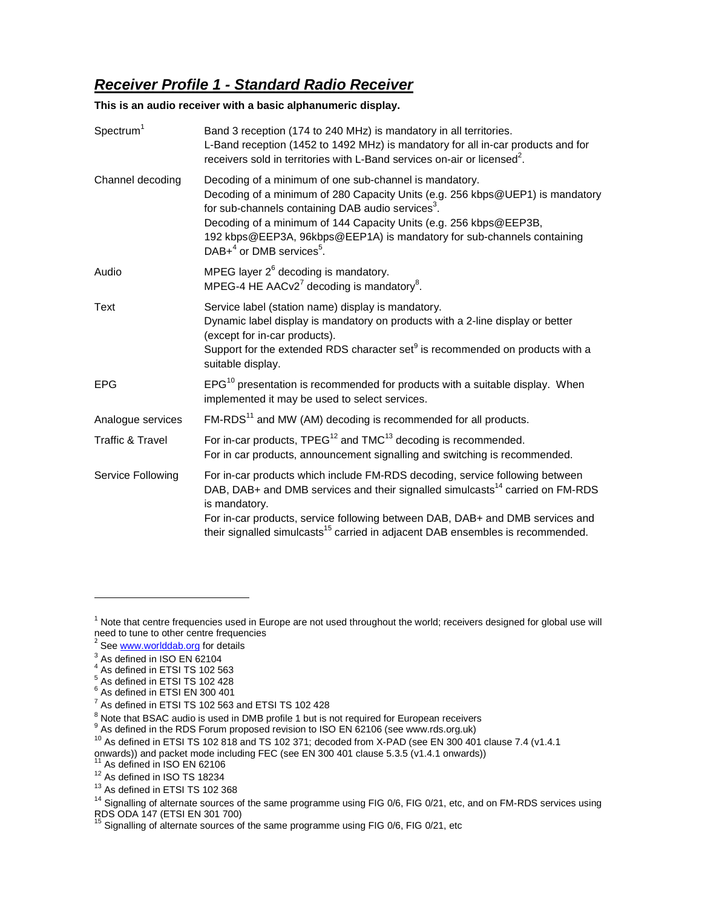## ***Receiver Profile 1 - Standard Radio Receiver***

**This is an audio receiver with a basic alphanumeric display.**

| | |
|---|---|
| Spectrum[1] | Band 3 reception (174 to 240 MHz) is mandatory in all territories.<br>L-Band reception (1452 to 1492 MHz) is mandatory for all in-car products and for receivers sold in territories with L-Band services on-air or licensed[2]. |
| Channel decoding | Decoding of a minimum of one sub-channel is mandatory.<br>Decoding of a minimum of 280 Capacity Units (e.g. 256 kbps@UEP1) is mandatory for sub-channels containing DAB audio services[3].<br>Decoding of a minimum of 144 Capacity Units (e.g. 256 kbps@EEP3B, 192 kbps@EEP3A, 96kbps@EEP1A) is mandatory for sub-channels containing DAB+[4] or DMB services[5]. |
| Audio | MPEG layer 2[6] decoding is mandatory.<br>MPEG-4 HE AACv2[7] decoding is mandatory[8]. |
| Text | Service label (station name) display is mandatory.<br>Dynamic label display is mandatory on products with a 2-line display or better (except for in-car products).<br>Support for the extended RDS character set[9] is recommended on products with a suitable display. |
| EPG | EPG[10] presentation is recommended for products with a suitable display. When implemented it may be used to select services. |
| Analogue services | FM-RDS[11] and MW (AM) decoding is recommended for all products. |
| Traffic & Travel | For in-car products, TPEG[12] and TMC[13] decoding is recommended.<br>For in car products, announcement signalling and switching is recommended. |
| Service Following | For in-car products which include FM-RDS decoding, service following between DAB, DAB+ and DMB services and their signalled simulcasts[14] carried on FM-RDS is mandatory.<br>For in-car products, service following between DAB, DAB+ and DMB services and their signalled simulcasts[15] carried in adjacent DAB ensembles is recommended. |

---

[1] Note that centre frequencies used in Europe are not used throughout the world; receivers designed for global use will need to tune to other centre frequencies

[2] See www.worlddab.org for details

[3] As defined in ISO EN 62104

[4] As defined in ETSI TS 102 563

[5] As defined in ETSI TS 102 428

[6] As defined in ETSI EN 300 401

[7] As defined in ETSI TS 102 563 and ETSI TS 102 428

[8] Note that BSAC audio is used in DMB profile 1 but is not required for European receivers

[9] As defined in the RDS Forum proposed revision to ISO EN 62106 (see www.rds.org.uk)

[10] As defined in ETSI TS 102 818 and TS 102 371; decoded from X-PAD (see EN 300 401 clause 7.4 (v1.4.1 onwards)) and packet mode including FEC (see EN 300 401 clause 5.3.5 (v1.4.1 onwards))

[11] As defined in ISO EN 62106

[12] As defined in ISO TS 18234

[13] As defined in ETSI TS 102 368

[14] Signalling of alternate sources of the same programme using FIG 0/6, FIG 0/21, etc, and on FM-RDS services using RDS ODA 147 (ETSI EN 301 700)

[15] Signalling of alternate sources of the same programme using FIG 0/6, FIG 0/21, etc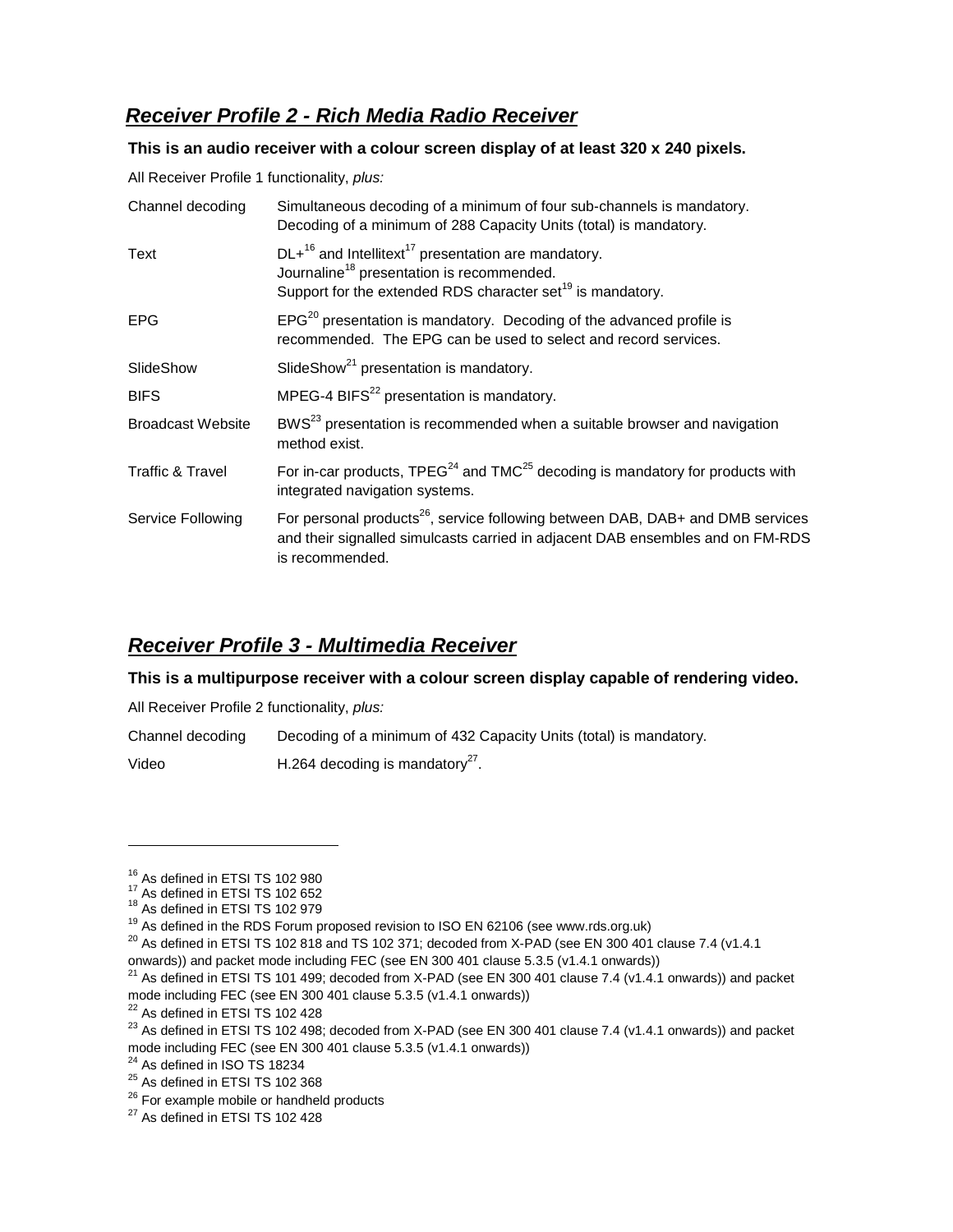## *Receiver Profile 2 - Rich Media Radio Receiver*

**This is an audio receiver with a colour screen display of at least 320 x 240 pixels.**

All Receiver Profile 1 functionality, *plus:*

| | |
|---|---|
| Channel decoding | Simultaneous decoding of a minimum of four sub-channels is mandatory. Decoding of a minimum of 288 Capacity Units (total) is mandatory. |
| Text | DL+[16] and Intellitext[17] presentation are mandatory. Journaline[18] presentation is recommended. Support for the extended RDS character set[19] is mandatory. |
| EPG | EPG[20] presentation is mandatory. Decoding of the advanced profile is recommended. The EPG can be used to select and record services. |
| SlideShow | SlideShow[21] presentation is mandatory. |
| BIFS | MPEG-4 BIFS[22] presentation is mandatory. |
| Broadcast Website | BWS[23] presentation is recommended when a suitable browser and navigation method exist. |
| Traffic & Travel | For in-car products, TPEG[24] and TMC[25] decoding is mandatory for products with integrated navigation systems. |
| Service Following | For personal products[26], service following between DAB, DAB+ and DMB services and their signalled simulcasts carried in adjacent DAB ensembles and on FM-RDS is recommended. |

## *Receiver Profile 3 - Multimedia Receiver*

**This is a multipurpose receiver with a colour screen display capable of rendering video.**

All Receiver Profile 2 functionality, *plus:*

| | |
|---|---|
| Channel decoding | Decoding of a minimum of 432 Capacity Units (total) is mandatory. |
| Video | H.264 decoding is mandatory[27]. |

---

[16] As defined in ETSI TS 102 980
[17] As defined in ETSI TS 102 652
[18] As defined in ETSI TS 102 979
[19] As defined in the RDS Forum proposed revision to ISO EN 62106 (see www.rds.org.uk)
[20] As defined in ETSI TS 102 818 and TS 102 371; decoded from X-PAD (see EN 300 401 clause 7.4 (v1.4.1 onwards)) and packet mode including FEC (see EN 300 401 clause 5.3.5 (v1.4.1 onwards))
[21] As defined in ETSI TS 101 499; decoded from X-PAD (see EN 300 401 clause 7.4 (v1.4.1 onwards)) and packet mode including FEC (see EN 300 401 clause 5.3.5 (v1.4.1 onwards))
[22] As defined in ETSI TS 102 428
[23] As defined in ETSI TS 102 498; decoded from X-PAD (see EN 300 401 clause 7.4 (v1.4.1 onwards)) and packet mode including FEC (see EN 300 401 clause 5.3.5 (v1.4.1 onwards))
[24] As defined in ISO TS 18234
[25] As defined in ETSI TS 102 368
[26] For example mobile or handheld products
[27] As defined in ETSI TS 102 428